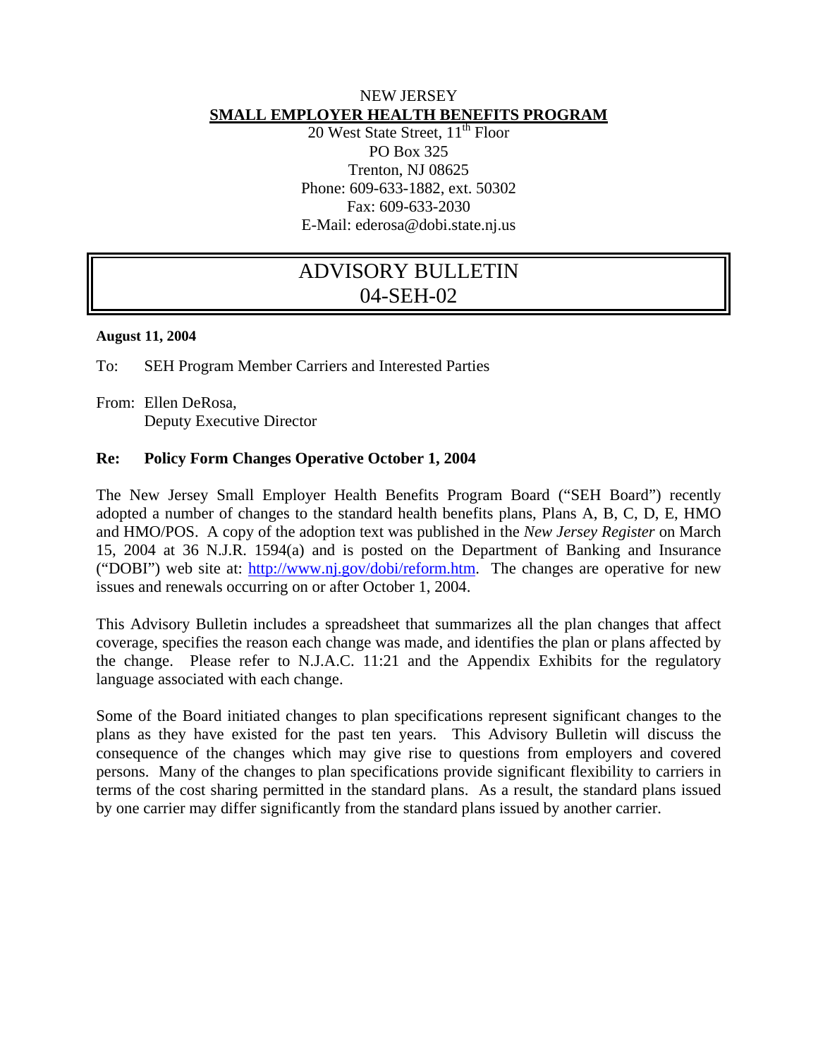NEW JERSEY

**SMALL EMPLOYER HEALTH BENEFITS PROGRAM**

20 West State Street, 11th Floor
PO Box 325
Trenton, NJ 08625
Phone: 609-633-1882, ext. 50302
Fax: 609-633-2030
E-Mail: ederosa@dobi.state.nj.us

# ADVISORY BULLETIN
# 04-SEH-02

**August 11, 2004**

To: SEH Program Member Carriers and Interested Parties

From: Ellen DeRosa,
Deputy Executive Director

**Re: Policy Form Changes Operative October 1, 2004**

The New Jersey Small Employer Health Benefits Program Board ("SEH Board") recently adopted a number of changes to the standard health benefits plans, Plans A, B, C, D, E, HMO and HMO/POS. A copy of the adoption text was published in the *New Jersey Register* on March 15, 2004 at 36 N.J.R. 1594(a) and is posted on the Department of Banking and Insurance ("DOBI") web site at: http://www.nj.gov/dobi/reform.htm. The changes are operative for new issues and renewals occurring on or after October 1, 2004.

This Advisory Bulletin includes a spreadsheet that summarizes all the plan changes that affect coverage, specifies the reason each change was made, and identifies the plan or plans affected by the change. Please refer to N.J.A.C. 11:21 and the Appendix Exhibits for the regulatory language associated with each change.

Some of the Board initiated changes to plan specifications represent significant changes to the plans as they have existed for the past ten years. This Advisory Bulletin will discuss the consequence of the changes which may give rise to questions from employers and covered persons. Many of the changes to plan specifications provide significant flexibility to carriers in terms of the cost sharing permitted in the standard plans. As a result, the standard plans issued by one carrier may differ significantly from the standard plans issued by another carrier.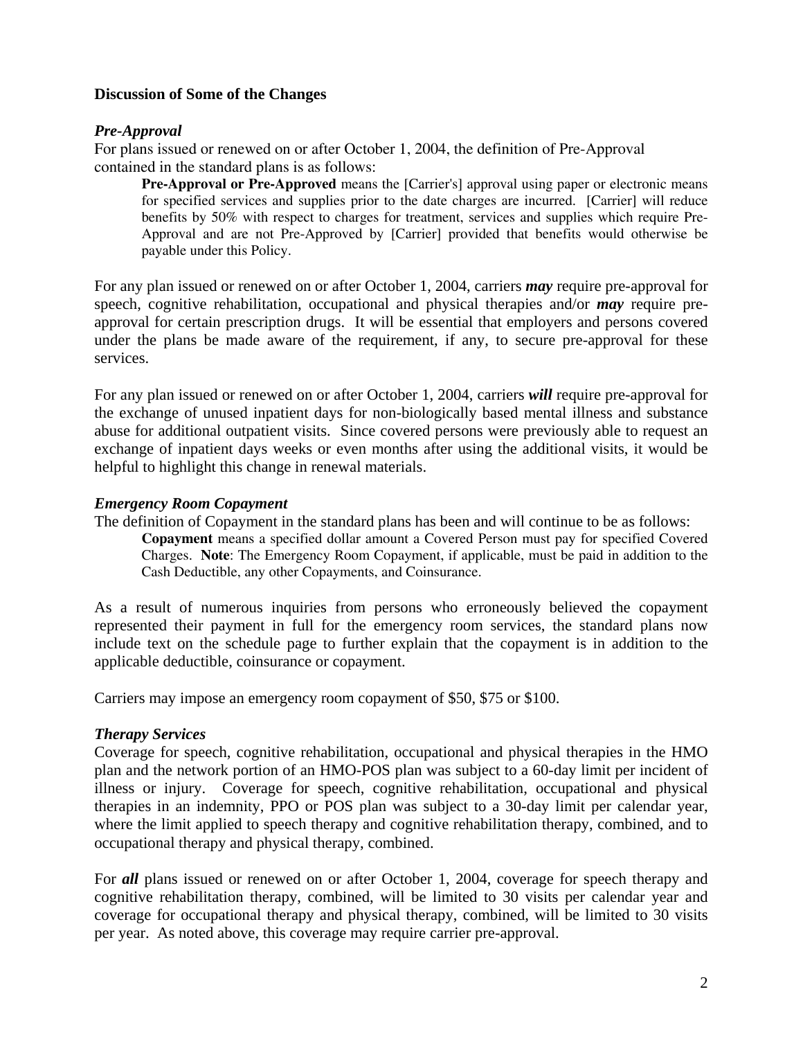### Discussion of Some of the Changes

***Pre-Approval***

For plans issued or renewed on or after October 1, 2004, the definition of Pre-Approval contained in the standard plans is as follows:

> **Pre-Approval or Pre-Approved** means the [Carrier's] approval using paper or electronic means for specified services and supplies prior to the date charges are incurred. [Carrier] will reduce benefits by 50% with respect to charges for treatment, services and supplies which require Pre-Approval and are not Pre-Approved by [Carrier] provided that benefits would otherwise be payable under this Policy.

For any plan issued or renewed on or after October 1, 2004, carriers ***may*** require pre-approval for speech, cognitive rehabilitation, occupational and physical therapies and/or ***may*** require pre-approval for certain prescription drugs. It will be essential that employers and persons covered under the plans be made aware of the requirement, if any, to secure pre-approval for these services.

For any plan issued or renewed on or after October 1, 2004, carriers ***will*** require pre-approval for the exchange of unused inpatient days for non-biologically based mental illness and substance abuse for additional outpatient visits. Since covered persons were previously able to request an exchange of inpatient days weeks or even months after using the additional visits, it would be helpful to highlight this change in renewal materials.

***Emergency Room Copayment***

The definition of Copayment in the standard plans has been and will continue to be as follows:

> **Copayment** means a specified dollar amount a Covered Person must pay for specified Covered Charges. **Note**: The Emergency Room Copayment, if applicable, must be paid in addition to the Cash Deductible, any other Copayments, and Coinsurance.

As a result of numerous inquiries from persons who erroneously believed the copayment represented their payment in full for the emergency room services, the standard plans now include text on the schedule page to further explain that the copayment is in addition to the applicable deductible, coinsurance or copayment.

Carriers may impose an emergency room copayment of $50, $75 or $100.

***Therapy Services***

Coverage for speech, cognitive rehabilitation, occupational and physical therapies in the HMO plan and the network portion of an HMO-POS plan was subject to a 60-day limit per incident of illness or injury. Coverage for speech, cognitive rehabilitation, occupational and physical therapies in an indemnity, PPO or POS plan was subject to a 30-day limit per calendar year, where the limit applied to speech therapy and cognitive rehabilitation therapy, combined, and to occupational therapy and physical therapy, combined.

For ***all*** plans issued or renewed on or after October 1, 2004, coverage for speech therapy and cognitive rehabilitation therapy, combined, will be limited to 30 visits per calendar year and coverage for occupational therapy and physical therapy, combined, will be limited to 30 visits per year. As noted above, this coverage may require carrier pre-approval.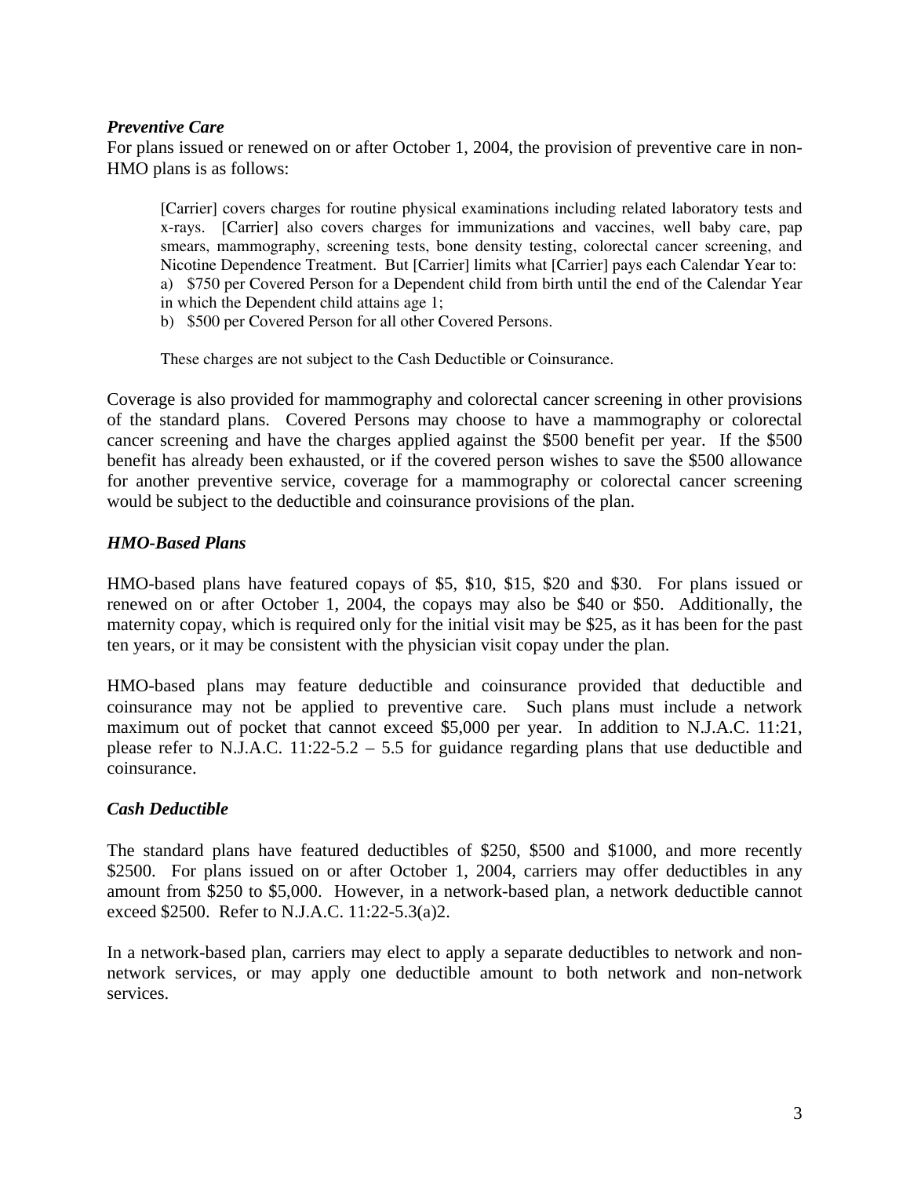***Preventive Care***

For plans issued or renewed on or after October 1, 2004, the provision of preventive care in non-HMO plans is as follows:

> [Carrier] covers charges for routine physical examinations including related laboratory tests and x-rays. [Carrier] also covers charges for immunizations and vaccines, well baby care, pap smears, mammography, screening tests, bone density testing, colorectal cancer screening, and Nicotine Dependence Treatment. But [Carrier] limits what [Carrier] pays each Calendar Year to:
>
> a) $750 per Covered Person for a Dependent child from birth until the end of the Calendar Year in which the Dependent child attains age 1;
>
> b) $500 per Covered Person for all other Covered Persons.
>
> These charges are not subject to the Cash Deductible or Coinsurance.

Coverage is also provided for mammography and colorectal cancer screening in other provisions of the standard plans. Covered Persons may choose to have a mammography or colorectal cancer screening and have the charges applied against the $500 benefit per year. If the $500 benefit has already been exhausted, or if the covered person wishes to save the $500 allowance for another preventive service, coverage for a mammography or colorectal cancer screening would be subject to the deductible and coinsurance provisions of the plan.

***HMO-Based Plans***

HMO-based plans have featured copays of $5, $10, $15, $20 and $30. For plans issued or renewed on or after October 1, 2004, the copays may also be $40 or $50. Additionally, the maternity copay, which is required only for the initial visit may be $25, as it has been for the past ten years, or it may be consistent with the physician visit copay under the plan.

HMO-based plans may feature deductible and coinsurance provided that deductible and coinsurance may not be applied to preventive care. Such plans must include a network maximum out of pocket that cannot exceed $5,000 per year. In addition to N.J.A.C. 11:21, please refer to N.J.A.C. 11:22-5.2 – 5.5 for guidance regarding plans that use deductible and coinsurance.

***Cash Deductible***

The standard plans have featured deductibles of $250, $500 and $1000, and more recently $2500. For plans issued on or after October 1, 2004, carriers may offer deductibles in any amount from $250 to $5,000. However, in a network-based plan, a network deductible cannot exceed $2500. Refer to N.J.A.C. 11:22-5.3(a)2.

In a network-based plan, carriers may elect to apply a separate deductibles to network and non-network services, or may apply one deductible amount to both network and non-network services.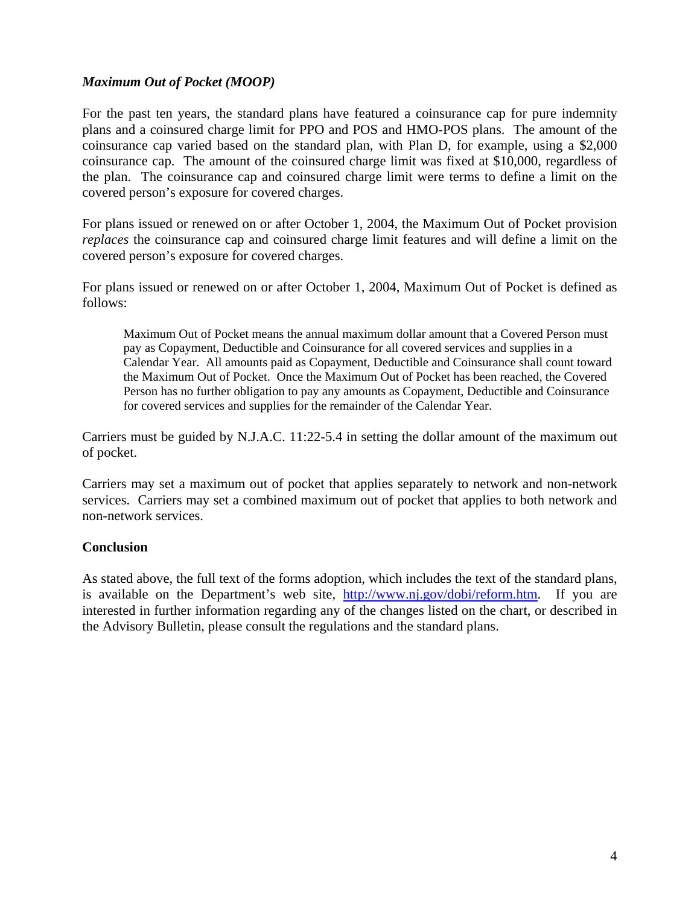### *Maximum Out of Pocket (MOOP)*

For the past ten years, the standard plans have featured a coinsurance cap for pure indemnity plans and a coinsured charge limit for PPO and POS and HMO-POS plans. The amount of the coinsurance cap varied based on the standard plan, with Plan D, for example, using a $2,000 coinsurance cap. The amount of the coinsured charge limit was fixed at $10,000, regardless of the plan. The coinsurance cap and coinsured charge limit were terms to define a limit on the covered person's exposure for covered charges.

For plans issued or renewed on or after October 1, 2004, the Maximum Out of Pocket provision *replaces* the coinsurance cap and coinsured charge limit features and will define a limit on the covered person's exposure for covered charges.

For plans issued or renewed on or after October 1, 2004, Maximum Out of Pocket is defined as follows:

> Maximum Out of Pocket means the annual maximum dollar amount that a Covered Person must pay as Copayment, Deductible and Coinsurance for all covered services and supplies in a Calendar Year. All amounts paid as Copayment, Deductible and Coinsurance shall count toward the Maximum Out of Pocket. Once the Maximum Out of Pocket has been reached, the Covered Person has no further obligation to pay any amounts as Copayment, Deductible and Coinsurance for covered services and supplies for the remainder of the Calendar Year.

Carriers must be guided by N.J.A.C. 11:22-5.4 in setting the dollar amount of the maximum out of pocket.

Carriers may set a maximum out of pocket that applies separately to network and non-network services. Carriers may set a combined maximum out of pocket that applies to both network and non-network services.

### Conclusion

As stated above, the full text of the forms adoption, which includes the text of the standard plans, is available on the Department's web site, [http://www.nj.gov/dobi/reform.htm](http://www.nj.gov/dobi/reform.htm). If you are interested in further information regarding any of the changes listed on the chart, or described in the Advisory Bulletin, please consult the regulations and the standard plans.